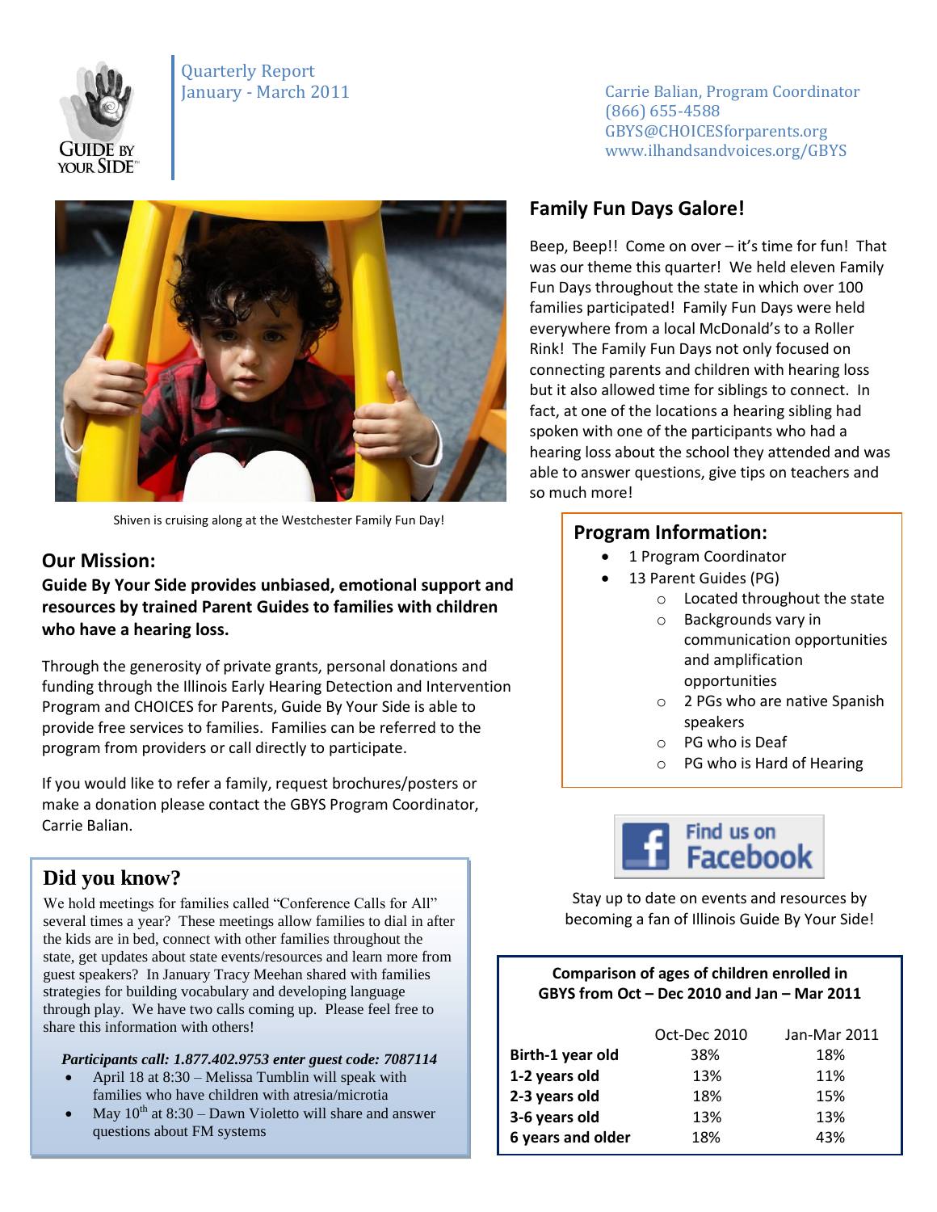Quarterly Report
January - March 2011

Carrie Balian, Program Coordinator
(866) 655-4588
GBYS@CHOICESforparents.org
www.ilhandsandvoices.org/GBYS

Shiven is cruising along at the Westchester Family Fun Day!

## Our Mission:

**Guide By Your Side provides unbiased, emotional support and resources by trained Parent Guides to families with children who have a hearing loss.**

Through the generosity of private grants, personal donations and funding through the Illinois Early Hearing Detection and Intervention Program and CHOICES for Parents, Guide By Your Side is able to provide free services to families. Families can be referred to the program from providers or call directly to participate.

If you would like to refer a family, request brochures/posters or make a donation please contact the GBYS Program Coordinator, Carrie Balian.

## Did you know?

We hold meetings for families called "Conference Calls for All" several times a year? These meetings allow families to dial in after the kids are in bed, connect with other families throughout the state, get updates about state events/resources and learn more from guest speakers? In January Tracy Meehan shared with families strategies for building vocabulary and developing language through play. We have two calls coming up. Please feel free to share this information with others!

***Participants call: 1.877.402.9753 enter guest code: 7087114***

- April 18 at 8:30 – Melissa Tumblin will speak with families who have children with atresia/microtia
- May 10th at 8:30 – Dawn Violetto will share and answer questions about FM systems

## Family Fun Days Galore!

Beep, Beep!! Come on over – it's time for fun! That was our theme this quarter! We held eleven Family Fun Days throughout the state in which over 100 families participated! Family Fun Days were held everywhere from a local McDonald's to a Roller Rink! The Family Fun Days not only focused on connecting parents and children with hearing loss but it also allowed time for siblings to connect. In fact, at one of the locations a hearing sibling had spoken with one of the participants who had a hearing loss about the school they attended and was able to answer questions, give tips on teachers and so much more!

## Program Information:

- 1 Program Coordinator
- 13 Parent Guides (PG)
  - Located throughout the state
  - Backgrounds vary in communication opportunities and amplification opportunities
  - 2 PGs who are native Spanish speakers
  - PG who is Deaf
  - PG who is Hard of Hearing

Find us on Facebook

Stay up to date on events and resources by becoming a fan of Illinois Guide By Your Side!

**Comparison of ages of children enrolled in GBYS from Oct – Dec 2010 and Jan – Mar 2011**

| | Oct-Dec 2010 | Jan-Mar 2011 |
|---|---|---|
| **Birth-1 year old** | 38% | 18% |
| **1-2 years old** | 13% | 11% |
| **2-3 years old** | 18% | 15% |
| **3-6 years old** | 13% | 13% |
| **6 years and older** | 18% | 43% |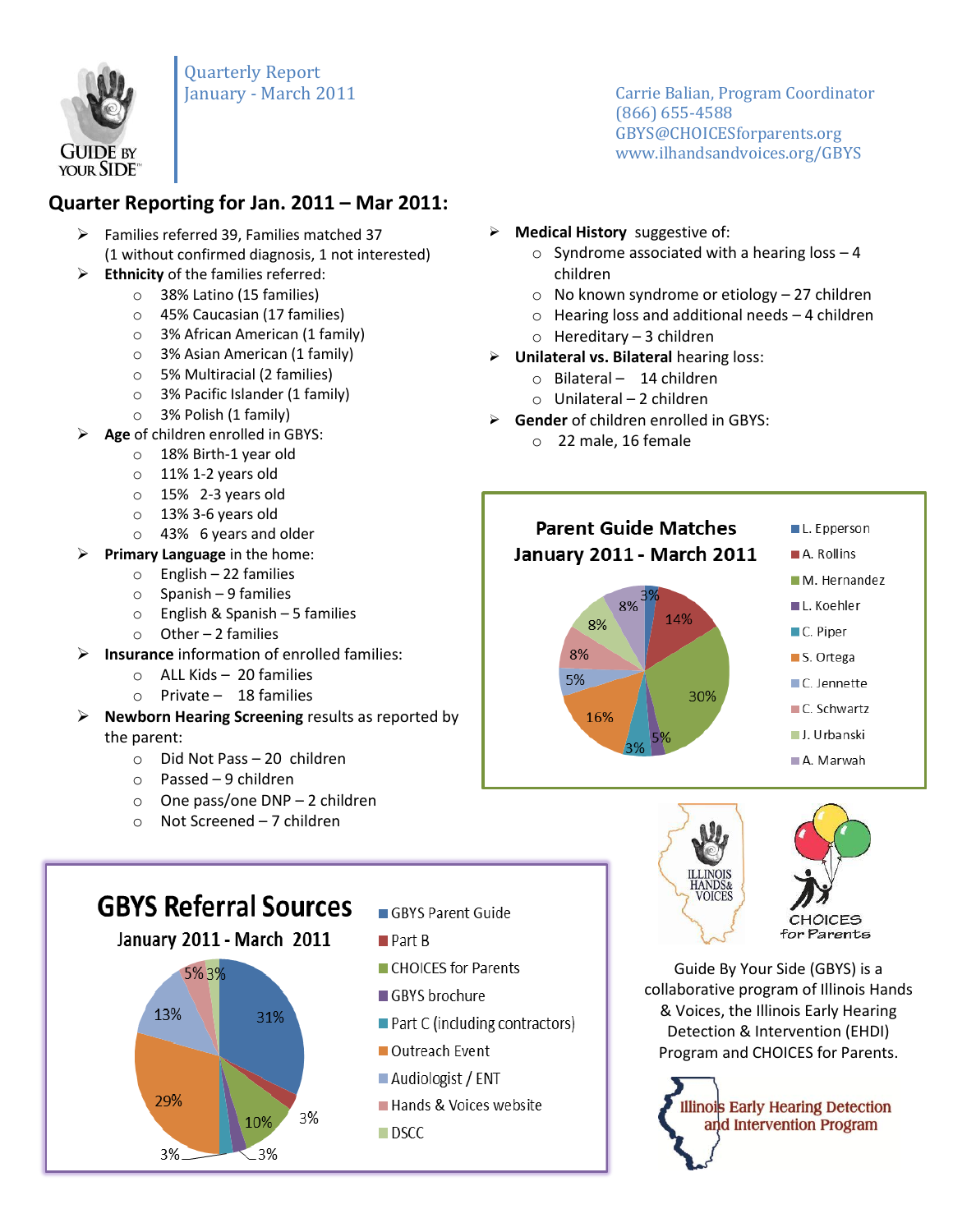Quarterly Report
January - March 2011

Carrie Balian, Program Coordinator
(866) 655-4588
GBYS@CHOICESforparents.org
www.ilhandsandvoices.org/GBYS

## Quarter Reporting for Jan. 2011 – Mar 2011:

- Families referred 39, Families matched 37 (1 without confirmed diagnosis, 1 not interested)
- **Ethnicity** of the families referred:
  - 38% Latino (15 families)
  - 45% Caucasian (17 families)
  - 3% African American (1 family)
  - 3% Asian American (1 family)
  - 5% Multiracial (2 families)
  - 3% Pacific Islander (1 family)
  - 3% Polish (1 family)
- **Age** of children enrolled in GBYS:
  - 18% Birth-1 year old
  - 11% 1-2 years old
  - 15% 2-3 years old
  - 13% 3-6 years old
  - 43% 6 years and older
- **Primary Language** in the home:
  - English – 22 families
  - Spanish – 9 families
  - English & Spanish – 5 families
  - Other – 2 families
- **Insurance** information of enrolled families:
  - ALL Kids – 20 families
  - Private – 18 families
- **Newborn Hearing Screening** results as reported by the parent:
  - Did Not Pass – 20 children
  - Passed – 9 children
  - One pass/one DNP – 2 children
  - Not Screened – 7 children
- **Medical History** suggestive of:
  - Syndrome associated with a hearing loss – 4 children
  - No known syndrome or etiology – 27 children
  - Hearing loss and additional needs – 4 children
  - Hereditary – 3 children
- **Unilateral vs. Bilateral** hearing loss:
  - Bilateral – 14 children
  - Unilateral – 2 children
- **Gender** of children enrolled in GBYS:
  - 22 male, 16 female

Parent Guide Matches
January 2011 - March 2011

L. Epperson
A. Rollins
M. Hernandez
L. Koehler
C. Piper
S. Ortega
C. Jennette
C. Schwartz
J. Urbanski
A. Marwah

3%, 14%, 30%, 5%, 3%, 16%, 5%, 8%, 8%, 8%

GBYS Referral Sources
January 2011 - March 2011

GBYS Parent Guide
Part B
CHOICES for Parents
GBYS brochure
Part C (including contractors)
Outreach Event
Audiologist / ENT
Hands & Voices website
DSCC

31%, 3%, 10%, 3%, 3%, 29%, 13%, 5%, 3%

Guide By Your Side (GBYS) is a collaborative program of Illinois Hands & Voices, the Illinois Early Hearing Detection & Intervention (EHDI) Program and CHOICES for Parents.

Illinois Early Hearing Detection and Intervention Program